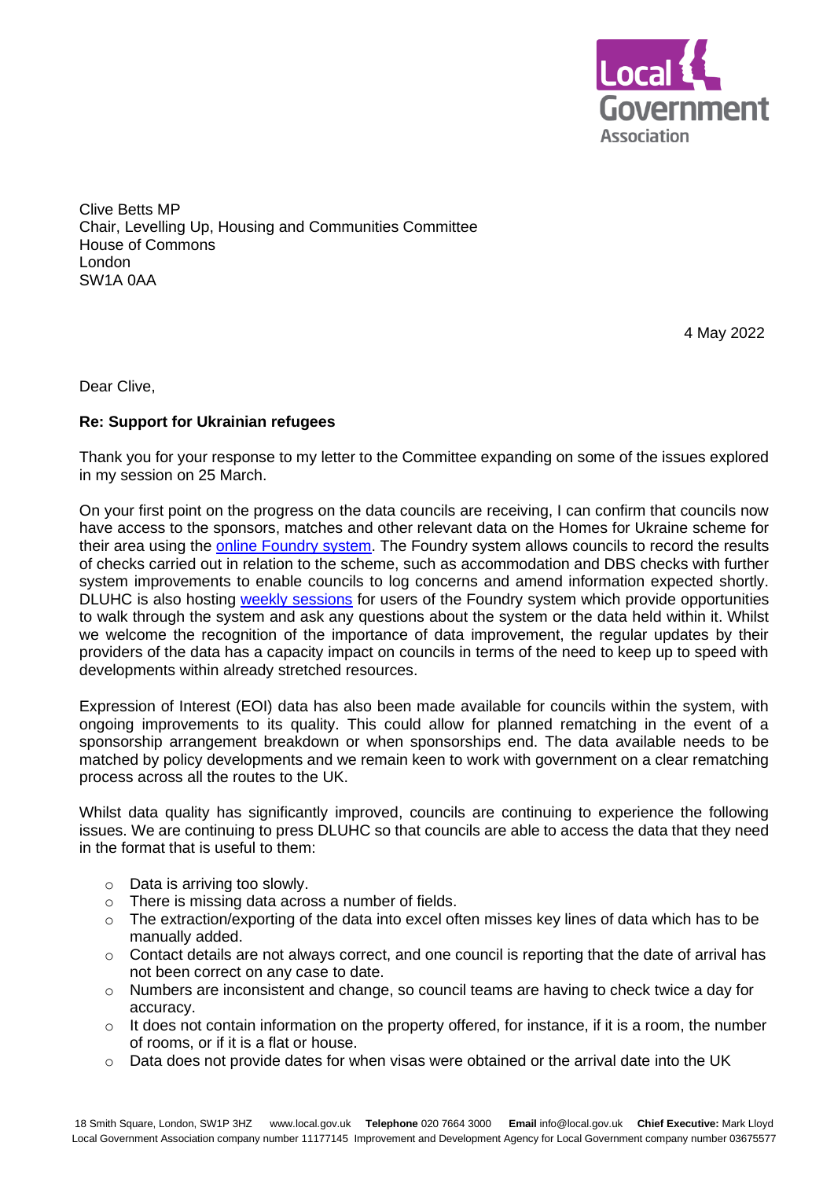Clive Betts MP
Chair, Levelling Up, Housing and Communities Committee
House of Commons
London
SW1A 0AA

4 May 2022

Dear Clive,

**Re: Support for Ukrainian refugees**

Thank you for your response to my letter to the Committee expanding on some of the issues explored in my session on 25 March.

On your first point on the progress on the data councils are receiving, I can confirm that councils now have access to the sponsors, matches and other relevant data on the Homes for Ukraine scheme for their area using the [online Foundry system](). The Foundry system allows councils to record the results of checks carried out in relation to the scheme, such as accommodation and DBS checks with further system improvements to enable councils to log concerns and amend information expected shortly. DLUHC is also hosting [weekly sessions]() for users of the Foundry system which provide opportunities to walk through the system and ask any questions about the system or the data held within it. Whilst we welcome the recognition of the importance of data improvement, the regular updates by their providers of the data has a capacity impact on councils in terms of the need to keep up to speed with developments within already stretched resources.

Expression of Interest (EOI) data has also been made available for councils within the system, with ongoing improvements to its quality. This could allow for planned rematching in the event of a sponsorship arrangement breakdown or when sponsorships end. The data available needs to be matched by policy developments and we remain keen to work with government on a clear rematching process across all the routes to the UK.

Whilst data quality has significantly improved, councils are continuing to experience the following issues. We are continuing to press DLUHC so that councils are able to access the data that they need in the format that is useful to them:

- Data is arriving too slowly.
- There is missing data across a number of fields.
- The extraction/exporting of the data into excel often misses key lines of data which has to be manually added.
- Contact details are not always correct, and one council is reporting that the date of arrival has not been correct on any case to date.
- Numbers are inconsistent and change, so council teams are having to check twice a day for accuracy.
- It does not contain information on the property offered, for instance, if it is a room, the number of rooms, or if it is a flat or house.
- Data does not provide dates for when visas were obtained or the arrival date into the UK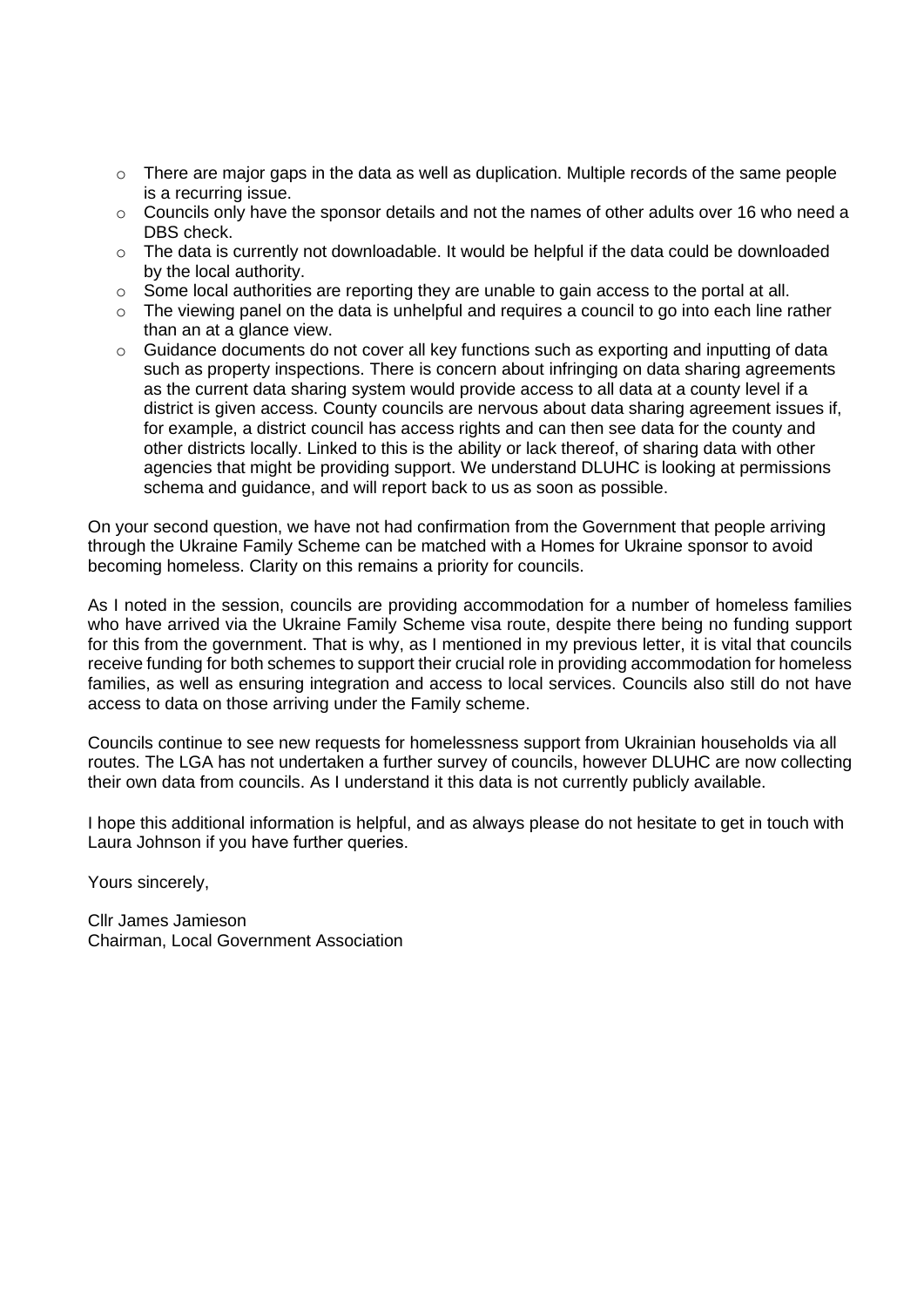- There are major gaps in the data as well as duplication. Multiple records of the same people is a recurring issue.
- Councils only have the sponsor details and not the names of other adults over 16 who need a DBS check.
- The data is currently not downloadable. It would be helpful if the data could be downloaded by the local authority.
- Some local authorities are reporting they are unable to gain access to the portal at all.
- The viewing panel on the data is unhelpful and requires a council to go into each line rather than an at a glance view.
- Guidance documents do not cover all key functions such as exporting and inputting of data such as property inspections. There is concern about infringing on data sharing agreements as the current data sharing system would provide access to all data at a county level if a district is given access. County councils are nervous about data sharing agreement issues if, for example, a district council has access rights and can then see data for the county and other districts locally. Linked to this is the ability or lack thereof, of sharing data with other agencies that might be providing support. We understand DLUHC is looking at permissions schema and guidance, and will report back to us as soon as possible.

On your second question, we have not had confirmation from the Government that people arriving through the Ukraine Family Scheme can be matched with a Homes for Ukraine sponsor to avoid becoming homeless. Clarity on this remains a priority for councils.

As I noted in the session, councils are providing accommodation for a number of homeless families who have arrived via the Ukraine Family Scheme visa route, despite there being no funding support for this from the government. That is why, as I mentioned in my previous letter, it is vital that councils receive funding for both schemes to support their crucial role in providing accommodation for homeless families, as well as ensuring integration and access to local services. Councils also still do not have access to data on those arriving under the Family scheme.

Councils continue to see new requests for homelessness support from Ukrainian households via all routes. The LGA has not undertaken a further survey of councils, however DLUHC are now collecting their own data from councils. As I understand it this data is not currently publicly available.

I hope this additional information is helpful, and as always please do not hesitate to get in touch with Laura Johnson if you have further queries.

Yours sincerely,

Cllr James Jamieson
Chairman, Local Government Association